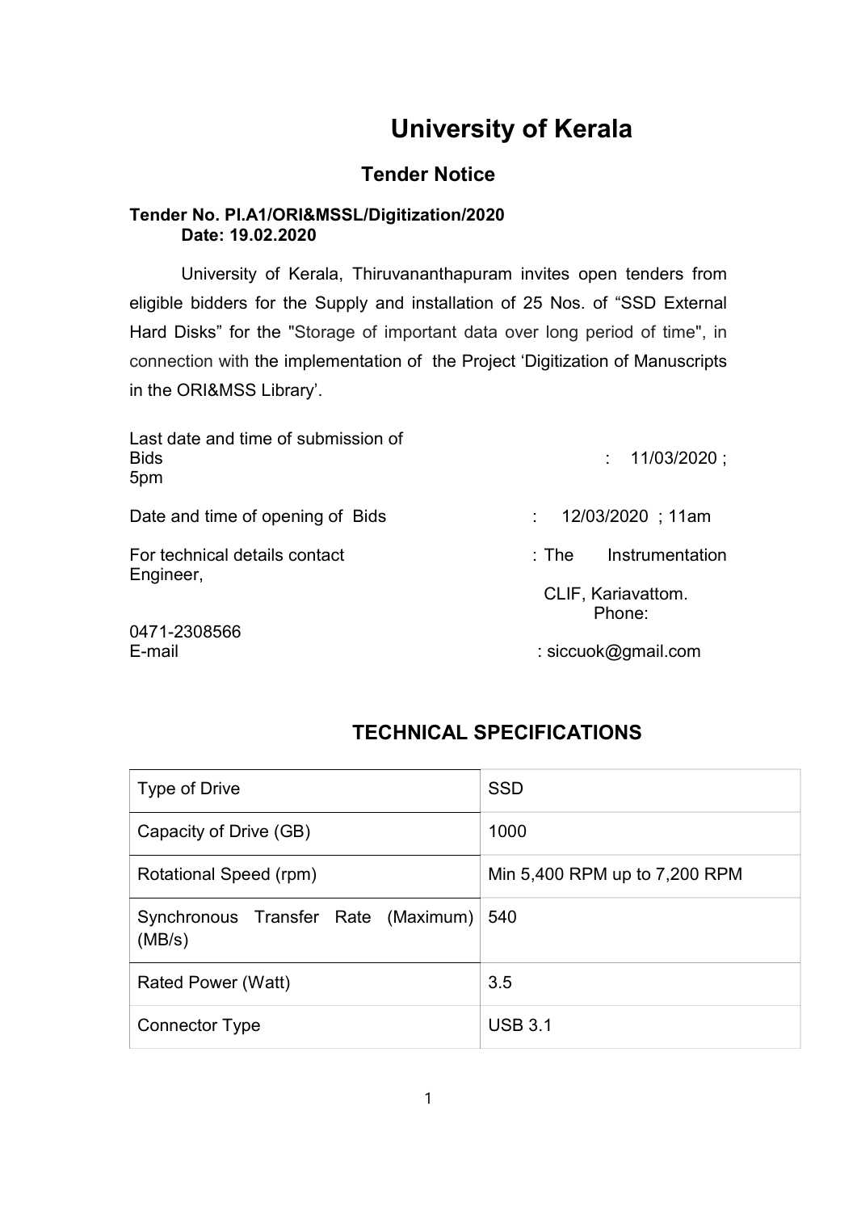# University of Kerala

## Tender Notice

**Tender No. Pl.A1/ORI&MSSL/Digitization/2020**
**Date: 19.02.2020**

University of Kerala, Thiruvananthapuram invites open tenders from eligible bidders for the Supply and installation of 25 Nos. of "SSD External Hard Disks" for the "Storage of important data over long period of time", in connection with the implementation of the Project 'Digitization of Manuscripts in the ORI&MSS Library'.

Last date and time of submission of Bids : 11/03/2020 ; 5pm

Date and time of opening of Bids : 12/03/2020 ; 11am

For technical details contact : The Instrumentation Engineer, CLIF, Kariavattom.

Phone: 0471-2308566

E-mail : siccuok@gmail.com

## TECHNICAL SPECIFICATIONS

| Type of Drive | SSD |
|---|---|
| Capacity of Drive (GB) | 1000 |
| Rotational Speed (rpm) | Min 5,400 RPM up to 7,200 RPM |
| Synchronous Transfer Rate (Maximum) (MB/s) | 540 |
| Rated Power (Watt) | 3.5 |
| Connector Type | USB 3.1 |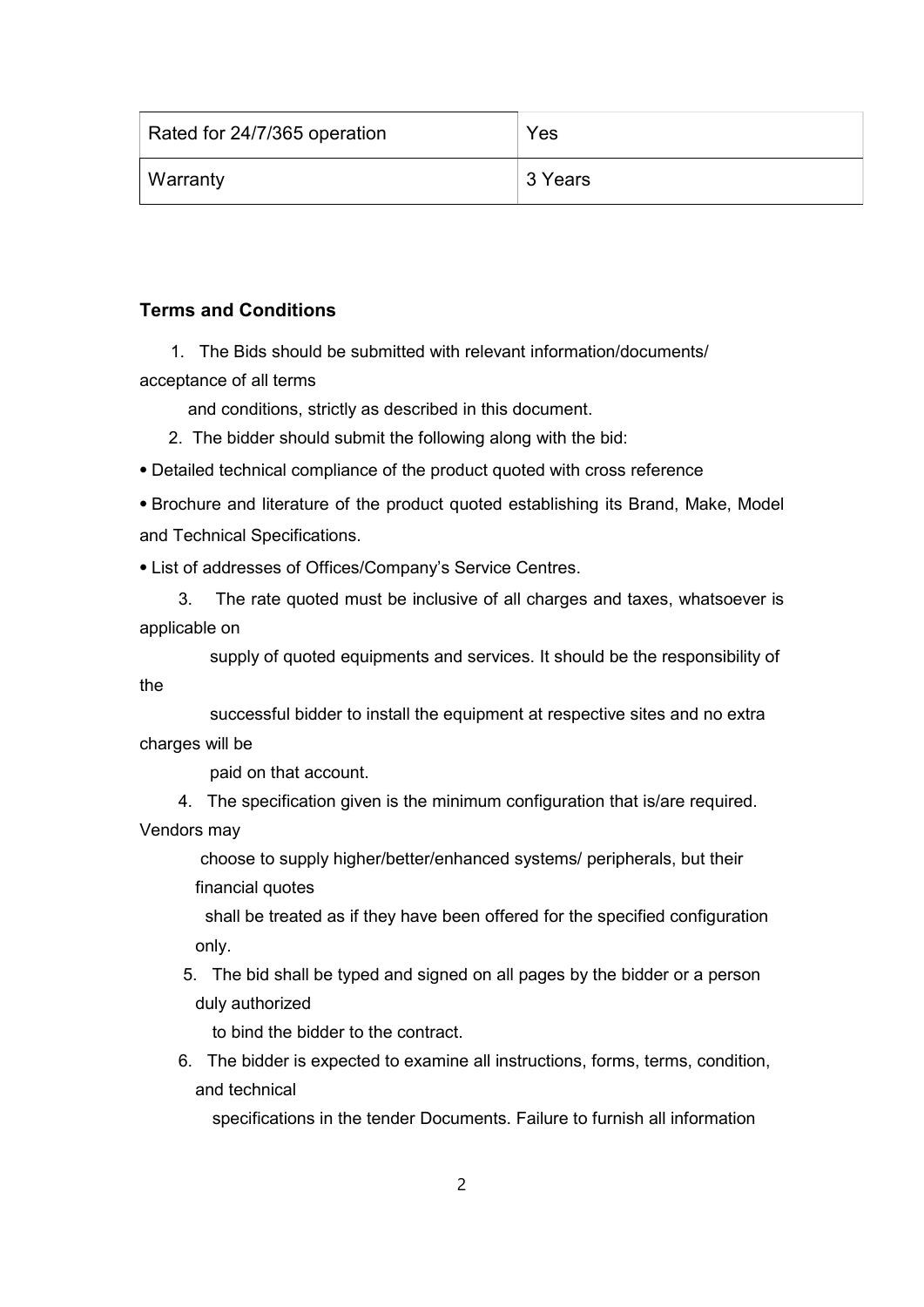| Rated for 24/7/365 operation | Yes |
|---|---|
| Warranty | 3 Years |

**Terms and Conditions**

1. The Bids should be submitted with relevant information/documents/ acceptance of all terms and conditions, strictly as described in this document.
2. The bidder should submit the following along with the bid:

- Detailed technical compliance of the product quoted with cross reference
- Brochure and literature of the product quoted establishing its Brand, Make, Model and Technical Specifications.
- List of addresses of Offices/Company's Service Centres.

3. The rate quoted must be inclusive of all charges and taxes, whatsoever is applicable on supply of quoted equipments and services. It should be the responsibility of the successful bidder to install the equipment at respective sites and no extra charges will be paid on that account.
4. The specification given is the minimum configuration that is/are required. Vendors may choose to supply higher/better/enhanced systems/ peripherals, but their financial quotes shall be treated as if they have been offered for the specified configuration only.
5. The bid shall be typed and signed on all pages by the bidder or a person duly authorized to bind the bidder to the contract.
6. The bidder is expected to examine all instructions, forms, terms, condition, and technical specifications in the tender Documents. Failure to furnish all information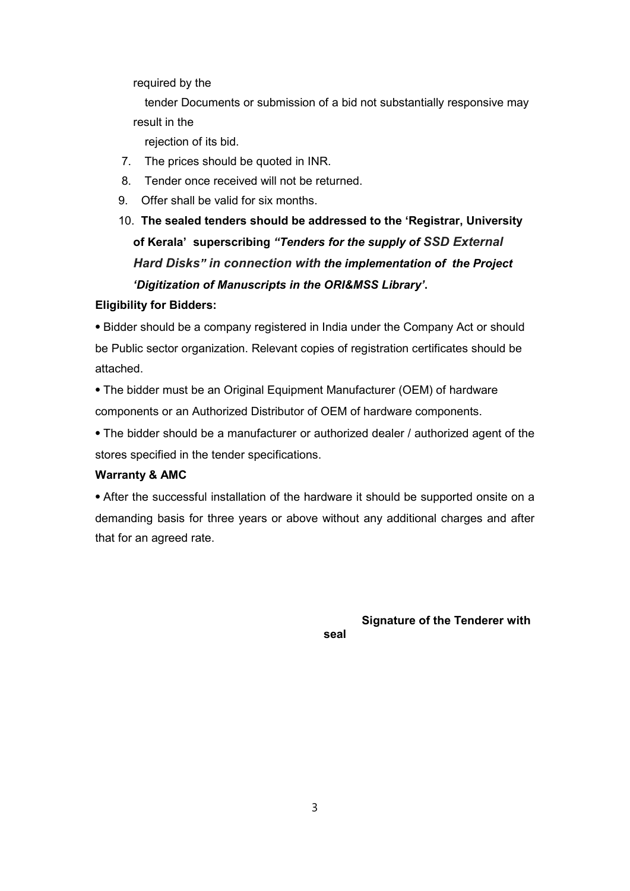required by the tender Documents or submission of a bid not substantially responsive may result in the rejection of its bid.

7. The prices should be quoted in INR.
8. Tender once received will not be returned.
9. Offer shall be valid for six months.
10. **The sealed tenders should be addressed to the 'Registrar, University of Kerala' superscribing *"Tenders for the supply of SSD External Hard Disks" in connection with the implementation of the Project 'Digitization of Manuscripts in the ORI&MSS Library'*.**

**Eligibility for Bidders:**

- Bidder should be a company registered in India under the Company Act or should be Public sector organization. Relevant copies of registration certificates should be attached.
- The bidder must be an Original Equipment Manufacturer (OEM) of hardware components or an Authorized Distributor of OEM of hardware components.
- The bidder should be a manufacturer or authorized dealer / authorized agent of the stores specified in the tender specifications.

**Warranty & AMC**

- After the successful installation of the hardware it should be supported onsite on a demanding basis for three years or above without any additional charges and after that for an agreed rate.

**Signature of the Tenderer with seal**